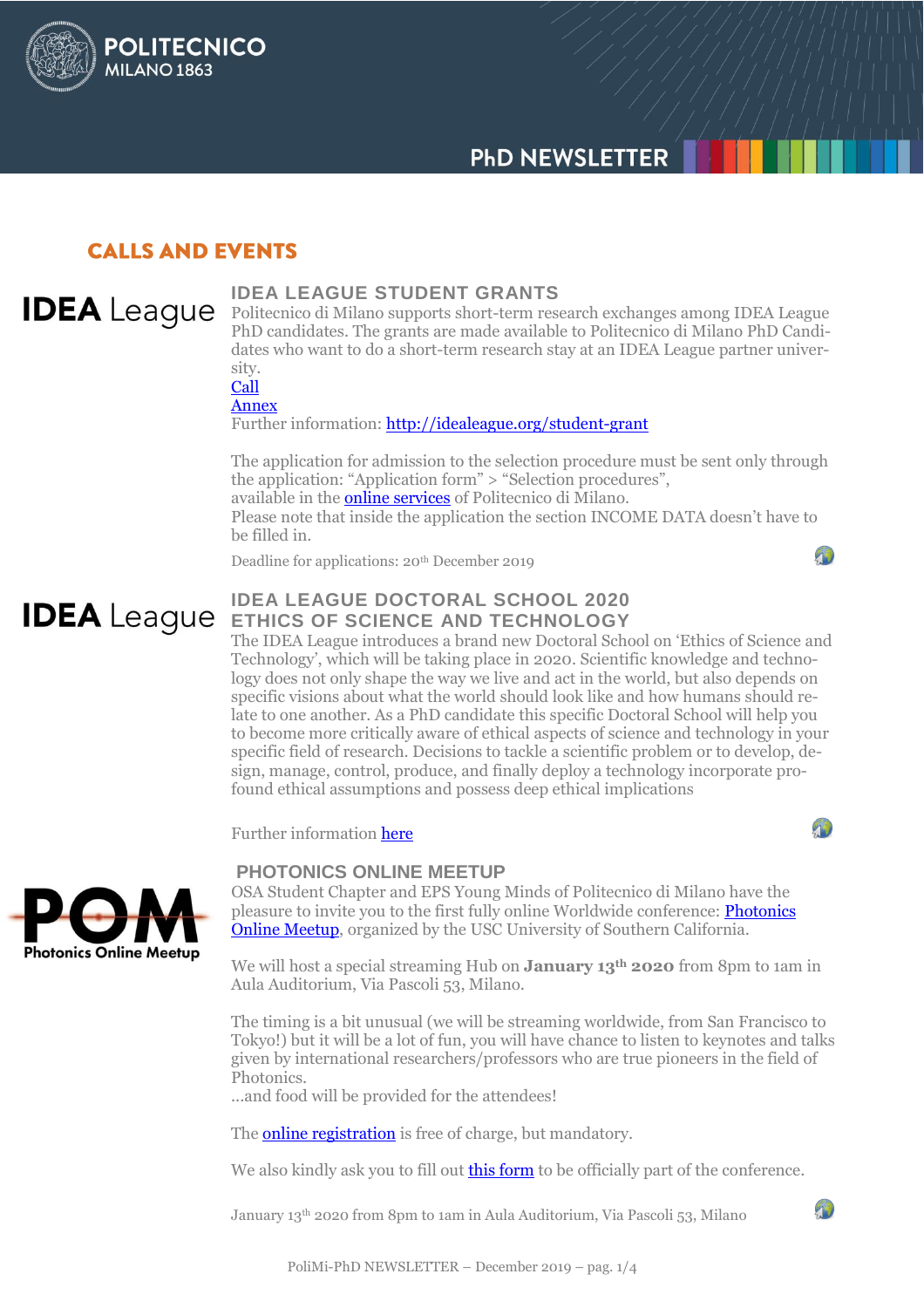# CALLS AND EVENTS

## IDEA LEAGUE STUDENT GRANTS

Politecnico di Milano supports short-term research exchanges among IDEA League PhD candidates. The grants are made available to Politecnico di Milano PhD Candidates who want to do a short-term research stay at an IDEA League partner university.

Call

Annex

Further information: http://idealeague.org/student-grant

The application for admission to the selection procedure must be sent only through the application: "Application form" > "Selection procedures", available in the online services of Politecnico di Milano.

Please note that inside the application the section INCOME DATA doesn't have to be filled in.

Deadline for applications: 20th December 2019

## IDEA LEAGUE DOCTORAL SCHOOL 2020 ETHICS OF SCIENCE AND TECHNOLOGY

The IDEA League introduces a brand new Doctoral School on 'Ethics of Science and Technology', which will be taking place in 2020. Scientific knowledge and technology does not only shape the way we live and act in the world, but also depends on specific visions about what the world should look like and how humans should relate to one another. As a PhD candidate this specific Doctoral School will help you to become more critically aware of ethical aspects of science and technology in your specific field of research. Decisions to tackle a scientific problem or to develop, design, manage, control, produce, and finally deploy a technology incorporate profound ethical assumptions and possess deep ethical implications

Further information here

## PHOTONICS ONLINE MEETUP

OSA Student Chapter and EPS Young Minds of Politecnico di Milano have the pleasure to invite you to the first fully online Worldwide conference: Photonics Online Meetup, organized by the USC University of Southern California.

We will host a special streaming Hub on **January 13th 2020** from 8pm to 1am in Aula Auditorium, Via Pascoli 53, Milano.

The timing is a bit unusual (we will be streaming worldwide, from San Francisco to Tokyo!) but it will be a lot of fun, you will have chance to listen to keynotes and talks given by international researchers/professors who are true pioneers in the field of Photonics.

...and food will be provided for the attendees!

The online registration is free of charge, but mandatory.

We also kindly ask you to fill out this form to be officially part of the conference.

January 13th 2020 from 8pm to 1am in Aula Auditorium, Via Pascoli 53, Milano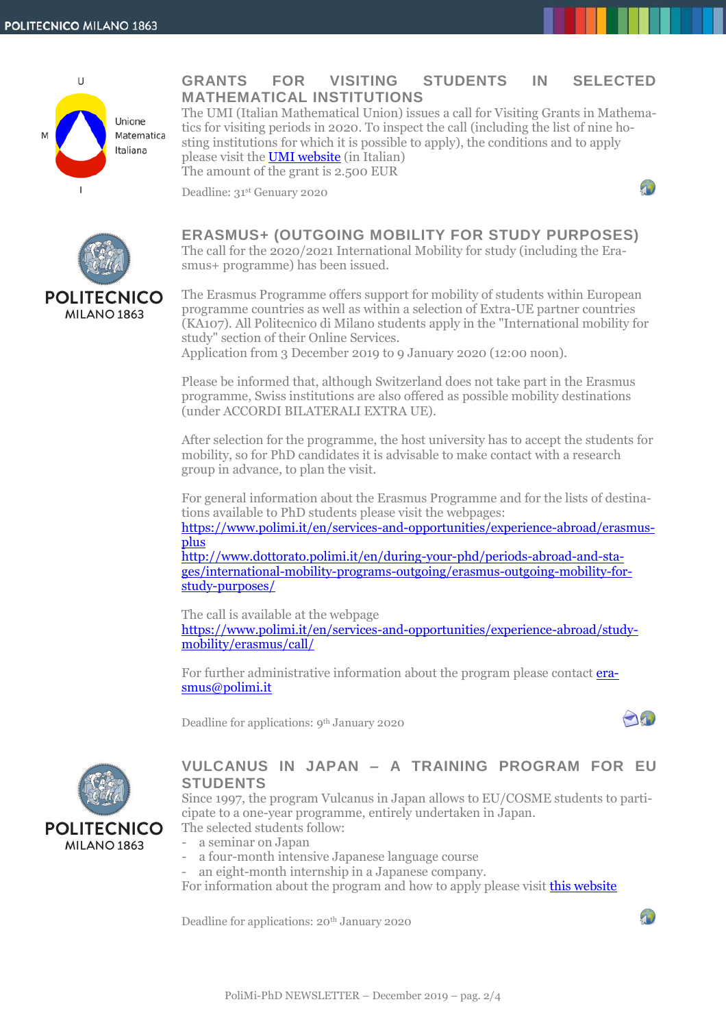## GRANTS FOR VISITING STUDENTS IN SELECTED MATHEMATICAL INSTITUTIONS

The UMI (Italian Mathematical Union) issues a call for Visiting Grants in Mathematics for visiting periods in 2020. To inspect the call (including the list of nine hosting institutions for which it is possible to apply), the conditions and to apply please visit the UMI website (in Italian)
The amount of the grant is 2.500 EUR

Deadline: 31st Genuary 2020

## ERASMUS+ (OUTGOING MOBILITY FOR STUDY PURPOSES)

The call for the 2020/2021 International Mobility for study (including the Erasmus+ programme) has been issued.

The Erasmus Programme offers support for mobility of students within European programme countries as well as within a selection of Extra-UE partner countries (KA107). All Politecnico di Milano students apply in the "International mobility for study" section of their Online Services.
Application from 3 December 2019 to 9 January 2020 (12:00 noon).

Please be informed that, although Switzerland does not take part in the Erasmus programme, Swiss institutions are also offered as possible mobility destinations (under ACCORDI BILATERALI EXTRA UE).

After selection for the programme, the host university has to accept the students for mobility, so for PhD candidates it is advisable to make contact with a research group in advance, to plan the visit.

For general information about the Erasmus Programme and for the lists of destinations available to PhD students please visit the webpages:
https://www.polimi.it/en/services-and-opportunities/experience-abroad/erasmus-plus
http://www.dottorato.polimi.it/en/during-your-phd/periods-abroad-and-stages/international-mobility-programs-outgoing/erasmus-outgoing-mobility-for-study-purposes/

The call is available at the webpage
https://www.polimi.it/en/services-and-opportunities/experience-abroad/study-mobility/erasmus/call/

For further administrative information about the program please contact erasmus@polimi.it

Deadline for applications: 9th January 2020

## VULCANUS IN JAPAN – A TRAINING PROGRAM FOR EU STUDENTS

Since 1997, the program Vulcanus in Japan allows to EU/COSME students to participate to a one-year programme, entirely undertaken in Japan.
The selected students follow:

- a seminar on Japan
- a four-month intensive Japanese language course
- an eight-month internship in a Japanese company.

For information about the program and how to apply please visit this website

Deadline for applications: 20th January 2020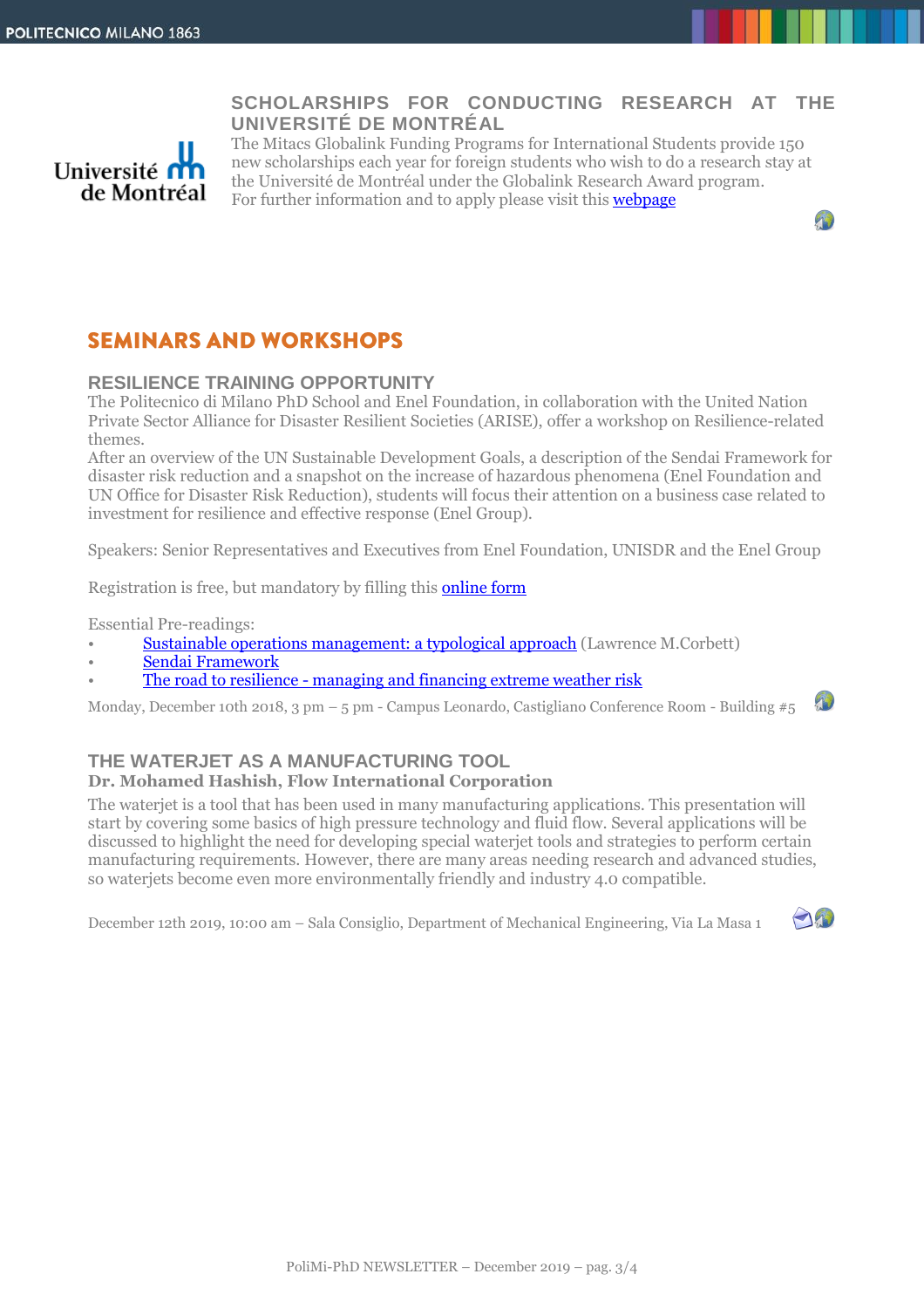## SCHOLARSHIPS FOR CONDUCTING RESEARCH AT THE UNIVERSITÉ DE MONTRÉAL

The Mitacs Globalink Funding Programs for International Students provide 150 new scholarships each year for foreign students who wish to do a research stay at the Université de Montréal under the Globalink Research Award program.
For further information and to apply please visit this webpage

# SEMINARS AND WORKSHOPS

## RESILIENCE TRAINING OPPORTUNITY

The Politecnico di Milano PhD School and Enel Foundation, in collaboration with the United Nation Private Sector Alliance for Disaster Resilient Societies (ARISE), offer a workshop on Resilience-related themes.
After an overview of the UN Sustainable Development Goals, a description of the Sendai Framework for disaster risk reduction and a snapshot on the increase of hazardous phenomena (Enel Foundation and UN Office for Disaster Risk Reduction), students will focus their attention on a business case related to investment for resilience and effective response (Enel Group).

Speakers: Senior Representatives and Executives from Enel Foundation, UNISDR and the Enel Group

Registration is free, but mandatory by filling this online form

Essential Pre-readings:

- Sustainable operations management: a typological approach (Lawrence M.Corbett)
- Sendai Framework
- The road to resilience - managing and financing extreme weather risk

Monday, December 10th 2018, 3 pm – 5 pm - Campus Leonardo, Castigliano Conference Room - Building #5

## THE WATERJET AS A MANUFACTURING TOOL

**Dr. Mohamed Hashish, Flow International Corporation**

The waterjet is a tool that has been used in many manufacturing applications. This presentation will start by covering some basics of high pressure technology and fluid flow. Several applications will be discussed to highlight the need for developing special waterjet tools and strategies to perform certain manufacturing requirements. However, there are many areas needing research and advanced studies, so waterjets become even more environmentally friendly and industry 4.0 compatible.

December 12th 2019, 10:00 am – Sala Consiglio, Department of Mechanical Engineering, Via La Masa 1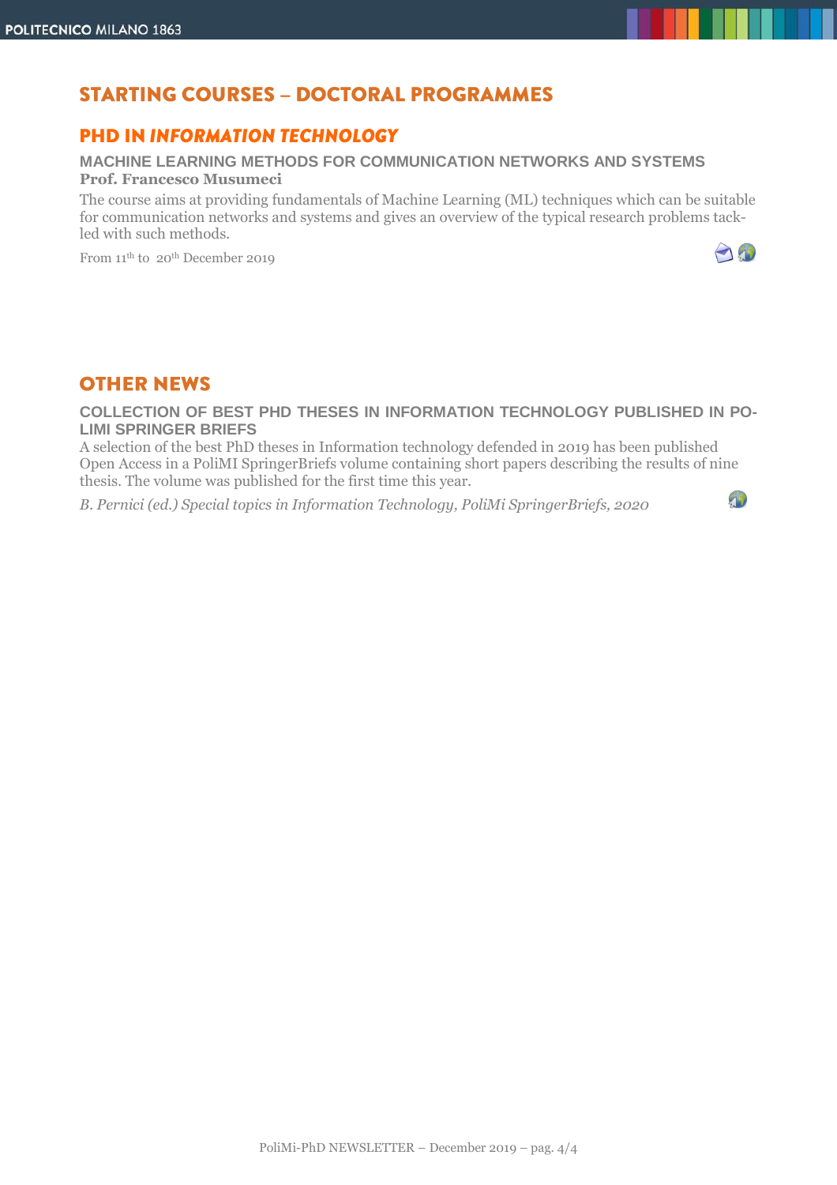# STARTING COURSES – DOCTORAL PROGRAMMES

## PHD IN *INFORMATION TECHNOLOGY*

### MACHINE LEARNING METHODS FOR COMMUNICATION NETWORKS AND SYSTEMS

**Prof. Francesco Musumeci**

The course aims at providing fundamentals of Machine Learning (ML) techniques which can be suitable for communication networks and systems and gives an overview of the typical research problems tackled with such methods.

From 11th to 20th December 2019

# OTHER NEWS

### COLLECTION OF BEST PHD THESES IN INFORMATION TECHNOLOGY PUBLISHED IN POLIMI SPRINGER BRIEFS

A selection of the best PhD theses in Information technology defended in 2019 has been published Open Access in a PoliMI SpringerBriefs volume containing short papers describing the results of nine thesis. The volume was published for the first time this year.

*B. Pernici (ed.) Special topics in Information Technology, PoliMi SpringerBriefs, 2020*